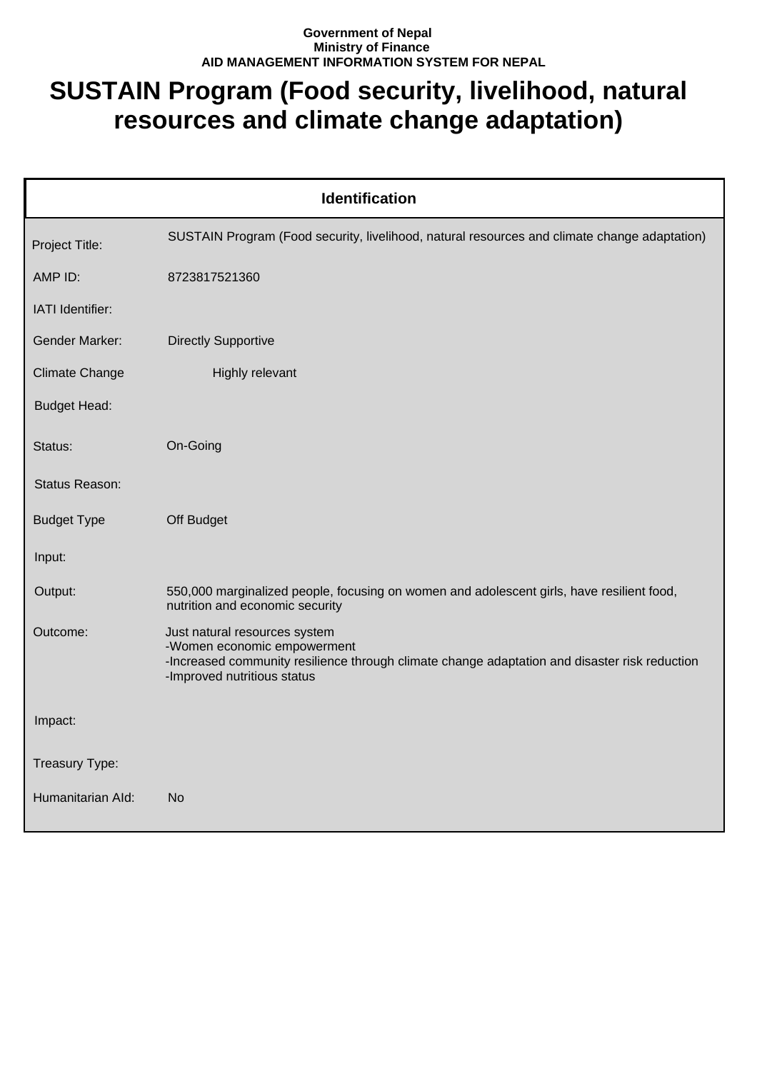**Government of Nepal**
**Ministry of Finance**
**AID MANAGEMENT INFORMATION SYSTEM FOR NEPAL**

# SUSTAIN Program (Food security, livelihood, natural resources and climate change adaptation)

| Identification | |
|---|---|
| Project Title: | SUSTAIN Program (Food security, livelihood, natural resources and climate change adaptation) |
| AMP ID: | 8723817521360 |
| IATI Identifier: | |
| Gender Marker: | Directly Supportive |
| Climate Change | Highly relevant |
| Budget Head: | |
| Status: | On-Going |
| Status Reason: | |
| Budget Type | Off Budget |
| Input: | |
| Output: | 550,000 marginalized people, focusing on women and adolescent girls, have resilient food, nutrition and economic security |
| Outcome: | Just natural resources system<br>-Women economic empowerment<br>-Increased community resilience through climate change adaptation and disaster risk reduction<br>-Improved nutritious status |
| Impact: | |
| Treasury Type: | |
| Humanitarian AId: | No |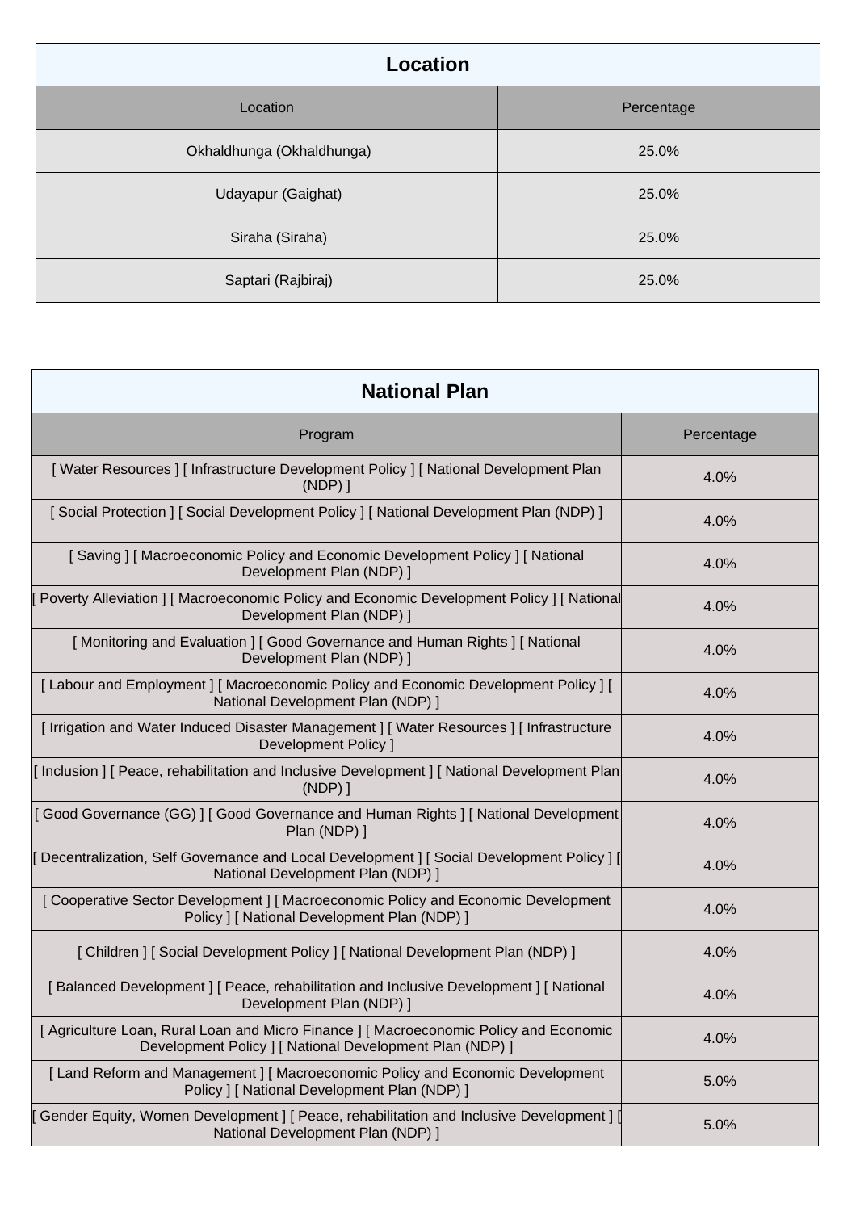| Location | |
|---|---|
| Location | Percentage |
| Okhaldhunga (Okhaldhunga) | 25.0% |
| Udayapur (Gaighat) | 25.0% |
| Siraha (Siraha) | 25.0% |
| Saptari (Rajbiraj) | 25.0% |

| National Plan | |
|---|---|
| Program | Percentage |
| [ Water Resources ] [ Infrastructure Development Policy ] [ National Development Plan (NDP) ] | 4.0% |
| [ Social Protection ] [ Social Development Policy ] [ National Development Plan (NDP) ] | 4.0% |
| [ Saving ] [ Macroeconomic Policy and Economic Development Policy ] [ National Development Plan (NDP) ] | 4.0% |
| [ Poverty Alleviation ] [ Macroeconomic Policy and Economic Development Policy ] [ National Development Plan (NDP) ] | 4.0% |
| [ Monitoring and Evaluation ] [ Good Governance and Human Rights ] [ National Development Plan (NDP) ] | 4.0% |
| [ Labour and Employment ] [ Macroeconomic Policy and Economic Development Policy ] [ National Development Plan (NDP) ] | 4.0% |
| [ Irrigation and Water Induced Disaster Management ] [ Water Resources ] [ Infrastructure Development Policy ] | 4.0% |
| [ Inclusion ] [ Peace, rehabilitation and Inclusive Development ] [ National Development Plan (NDP) ] | 4.0% |
| [ Good Governance (GG) ] [ Good Governance and Human Rights ] [ National Development Plan (NDP) ] | 4.0% |
| [ Decentralization, Self Governance and Local Development ] [ Social Development Policy ] [ National Development Plan (NDP) ] | 4.0% |
| [ Cooperative Sector Development ] [ Macroeconomic Policy and Economic Development Policy ] [ National Development Plan (NDP) ] | 4.0% |
| [ Children ] [ Social Development Policy ] [ National Development Plan (NDP) ] | 4.0% |
| [ Balanced Development ] [ Peace, rehabilitation and Inclusive Development ] [ National Development Plan (NDP) ] | 4.0% |
| [ Agriculture Loan, Rural Loan and Micro Finance ] [ Macroeconomic Policy and Economic Development Policy ] [ National Development Plan (NDP) ] | 4.0% |
| [ Land Reform and Management ] [ Macroeconomic Policy and Economic Development Policy ] [ National Development Plan (NDP) ] | 5.0% |
| [ Gender Equity, Women Development ] [ Peace, rehabilitation and Inclusive Development ] [ National Development Plan (NDP) ] | 5.0% |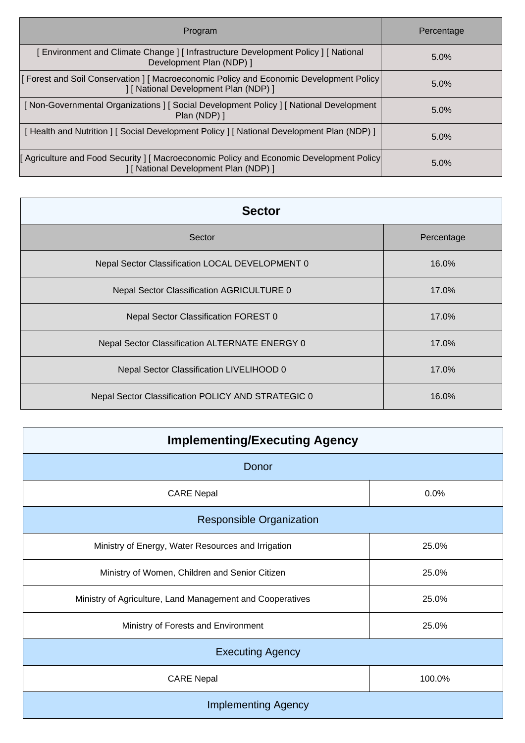| Program | Percentage |
| --- | --- |
| [ Environment and Climate Change ] [ Infrastructure Development Policy ] [ National Development Plan (NDP) ] | 5.0% |
| [ Forest and Soil Conservation ] [ Macroeconomic Policy and Economic Development Policy ] [ National Development Plan (NDP) ] | 5.0% |
| [ Non-Governmental Organizations ] [ Social Development Policy ] [ National Development Plan (NDP) ] | 5.0% |
| [ Health and Nutrition ] [ Social Development Policy ] [ National Development Plan (NDP) ] | 5.0% |
| [ Agriculture and Food Security ] [ Macroeconomic Policy and Economic Development Policy ] [ National Development Plan (NDP) ] | 5.0% |

## Sector

| Sector | Percentage |
| --- | --- |
| Nepal Sector Classification LOCAL DEVELOPMENT 0 | 16.0% |
| Nepal Sector Classification AGRICULTURE 0 | 17.0% |
| Nepal Sector Classification FOREST 0 | 17.0% |
| Nepal Sector Classification ALTERNATE ENERGY 0 | 17.0% |
| Nepal Sector Classification LIVELIHOOD 0 | 17.0% |
| Nepal Sector Classification POLICY AND STRATEGIC 0 | 16.0% |

## Implementing/Executing Agency

| Donor | |
| --- | --- |
| CARE Nepal | 0.0% |
| **Responsible Organization** | |
| Ministry of Energy, Water Resources and Irrigation | 25.0% |
| Ministry of Women, Children and Senior Citizen | 25.0% |
| Ministry of Agriculture, Land Management and Cooperatives | 25.0% |
| Ministry of Forests and Environment | 25.0% |
| **Executing Agency** | |
| CARE Nepal | 100.0% |
| **Implementing Agency** | |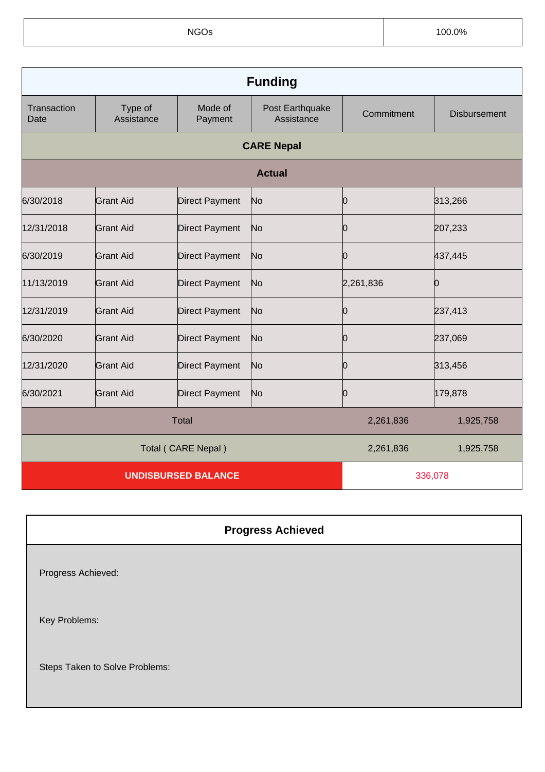| NGOs | 100.0% |
|---|---|

## Funding

| Transaction Date | Type of Assistance | Mode of Payment | Post Earthquake Assistance | Commitment | Disbursement |
|---|---|---|---|---|---|
| **CARE Nepal** | | | | | |
| **Actual** | | | | | |
| 6/30/2018 | Grant Aid | Direct Payment | No | 0 | 313,266 |
| 12/31/2018 | Grant Aid | Direct Payment | No | 0 | 207,233 |
| 6/30/2019 | Grant Aid | Direct Payment | No | 0 | 437,445 |
| 11/13/2019 | Grant Aid | Direct Payment | No | 2,261,836 | 0 |
| 12/31/2019 | Grant Aid | Direct Payment | No | 0 | 237,413 |
| 6/30/2020 | Grant Aid | Direct Payment | No | 0 | 237,069 |
| 12/31/2020 | Grant Aid | Direct Payment | No | 0 | 313,456 |
| 6/30/2021 | Grant Aid | Direct Payment | No | 0 | 179,878 |
| Total | | | | 2,261,836 | 1,925,758 |
| Total ( CARE Nepal ) | | | | 2,261,836 | 1,925,758 |
| **UNDISBURSED BALANCE** | | | | 336,078 | |

## Progress Achieved

Progress Achieved:

Key Problems:

Steps Taken to Solve Problems: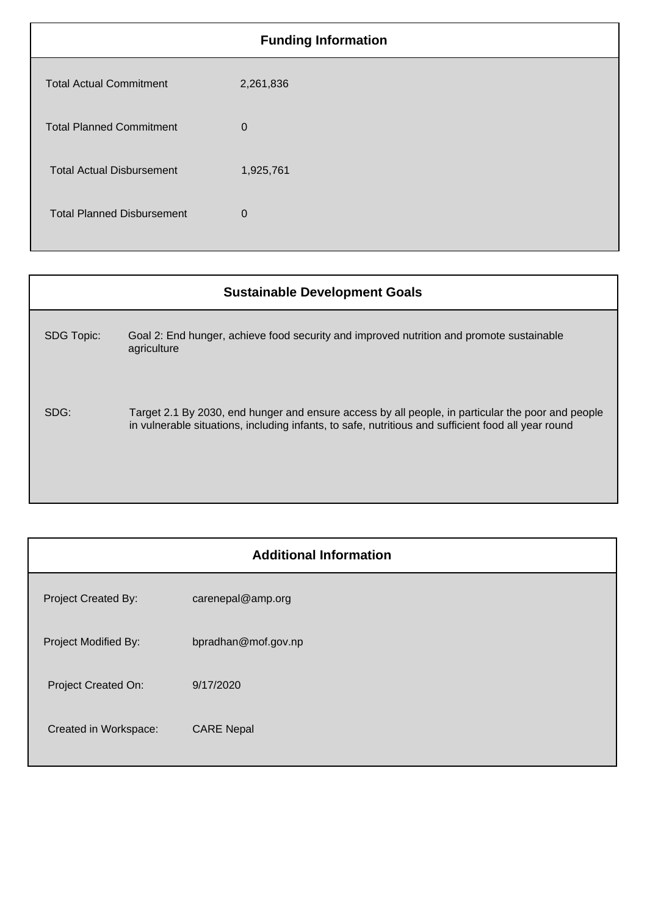## Funding Information

| | |
|---|---|
| Total Actual Commitment | 2,261,836 |
| Total Planned Commitment | 0 |
| Total Actual Disbursement | 1,925,761 |
| Total Planned Disbursement | 0 |

## Sustainable Development Goals

| | |
|---|---|
| SDG Topic: | Goal 2: End hunger, achieve food security and improved nutrition and promote sustainable agriculture |
| SDG: | Target 2.1 By 2030, end hunger and ensure access by all people, in particular the poor and people in vulnerable situations, including infants, to safe, nutritious and sufficient food all year round |

## Additional Information

| | |
|---|---|
| Project Created By: | carenepal@amp.org |
| Project Modified By: | bpradhan@mof.gov.np |
| Project Created On: | 9/17/2020 |
| Created in Workspace: | CARE Nepal |